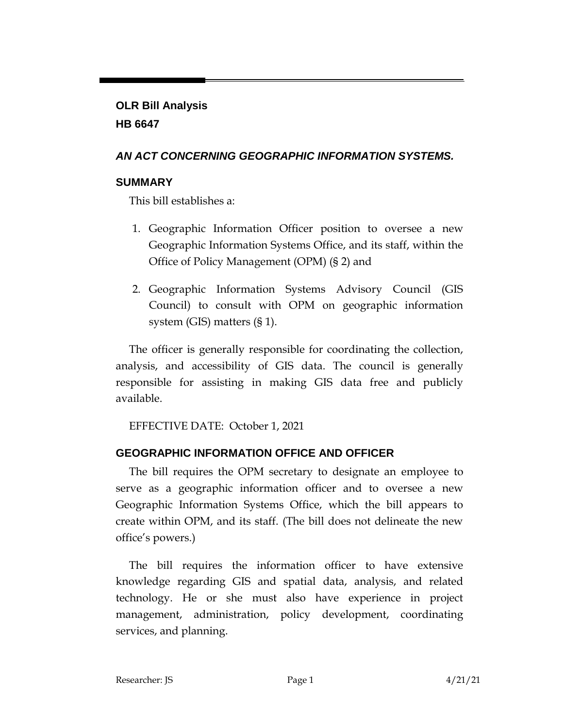**OLR Bill Analysis**
**HB 6647**

***AN ACT CONCERNING GEOGRAPHIC INFORMATION SYSTEMS.***

## SUMMARY

This bill establishes a:

1. Geographic Information Officer position to oversee a new Geographic Information Systems Office, and its staff, within the Office of Policy Management (OPM) (§ 2) and

2. Geographic Information Systems Advisory Council (GIS Council) to consult with OPM on geographic information system (GIS) matters (§ 1).

The officer is generally responsible for coordinating the collection, analysis, and accessibility of GIS data. The council is generally responsible for assisting in making GIS data free and publicly available.

EFFECTIVE DATE: October 1, 2021

## GEOGRAPHIC INFORMATION OFFICE AND OFFICER

The bill requires the OPM secretary to designate an employee to serve as a geographic information officer and to oversee a new Geographic Information Systems Office, which the bill appears to create within OPM, and its staff. (The bill does not delineate the new office's powers.)

The bill requires the information officer to have extensive knowledge regarding GIS and spatial data, analysis, and related technology. He or she must also have experience in project management, administration, policy development, coordinating services, and planning.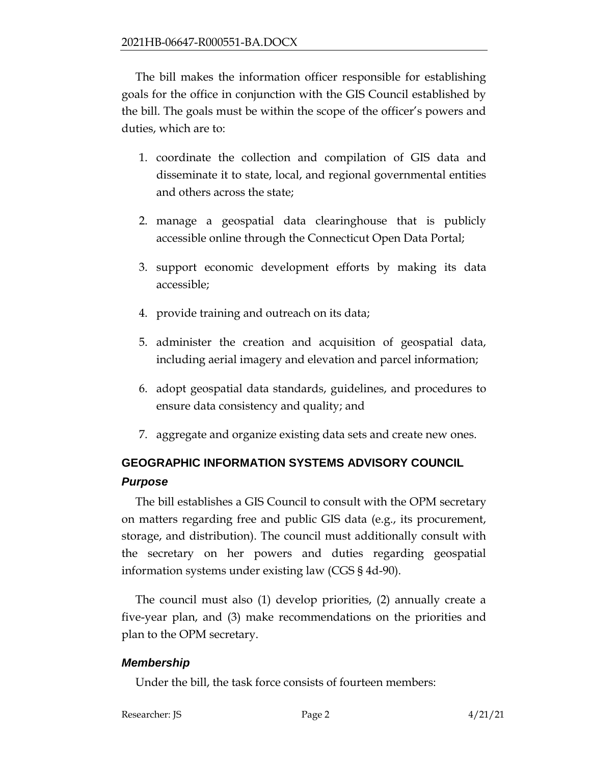The bill makes the information officer responsible for establishing goals for the office in conjunction with the GIS Council established by the bill. The goals must be within the scope of the officer's powers and duties, which are to:

1. coordinate the collection and compilation of GIS data and disseminate it to state, local, and regional governmental entities and others across the state;
2. manage a geospatial data clearinghouse that is publicly accessible online through the Connecticut Open Data Portal;
3. support economic development efforts by making its data accessible;
4. provide training and outreach on its data;
5. administer the creation and acquisition of geospatial data, including aerial imagery and elevation and parcel information;
6. adopt geospatial data standards, guidelines, and procedures to ensure data consistency and quality; and
7. aggregate and organize existing data sets and create new ones.

## GEOGRAPHIC INFORMATION SYSTEMS ADVISORY COUNCIL

### *Purpose*

The bill establishes a GIS Council to consult with the OPM secretary on matters regarding free and public GIS data (e.g., its procurement, storage, and distribution). The council must additionally consult with the secretary on her powers and duties regarding geospatial information systems under existing law (CGS § 4d-90).

The council must also (1) develop priorities, (2) annually create a five-year plan, and (3) make recommendations on the priorities and plan to the OPM secretary.

### *Membership*

Under the bill, the task force consists of fourteen members: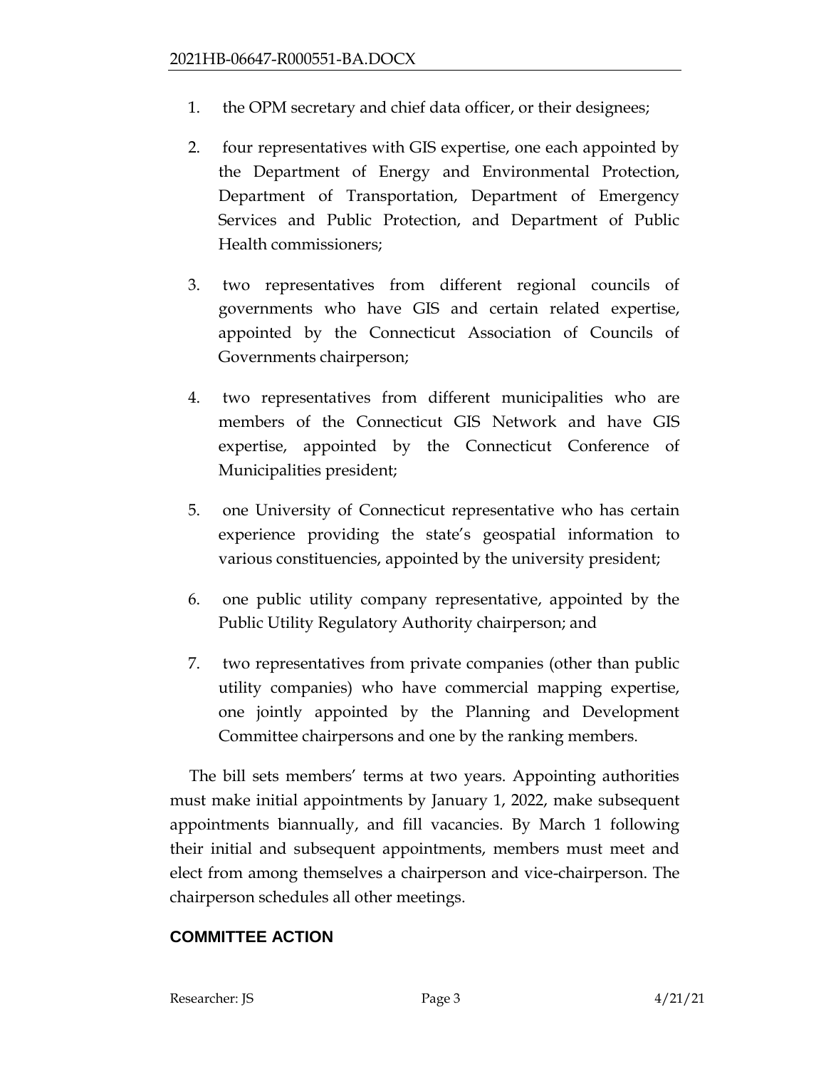1. the OPM secretary and chief data officer, or their designees;

2. four representatives with GIS expertise, one each appointed by the Department of Energy and Environmental Protection, Department of Transportation, Department of Emergency Services and Public Protection, and Department of Public Health commissioners;

3. two representatives from different regional councils of governments who have GIS and certain related expertise, appointed by the Connecticut Association of Councils of Governments chairperson;

4. two representatives from different municipalities who are members of the Connecticut GIS Network and have GIS expertise, appointed by the Connecticut Conference of Municipalities president;

5. one University of Connecticut representative who has certain experience providing the state's geospatial information to various constituencies, appointed by the university president;

6. one public utility company representative, appointed by the Public Utility Regulatory Authority chairperson; and

7. two representatives from private companies (other than public utility companies) who have commercial mapping expertise, one jointly appointed by the Planning and Development Committee chairpersons and one by the ranking members.

The bill sets members' terms at two years. Appointing authorities must make initial appointments by January 1, 2022, make subsequent appointments biannually, and fill vacancies. By March 1 following their initial and subsequent appointments, members must meet and elect from among themselves a chairperson and vice-chairperson. The chairperson schedules all other meetings.

## COMMITTEE ACTION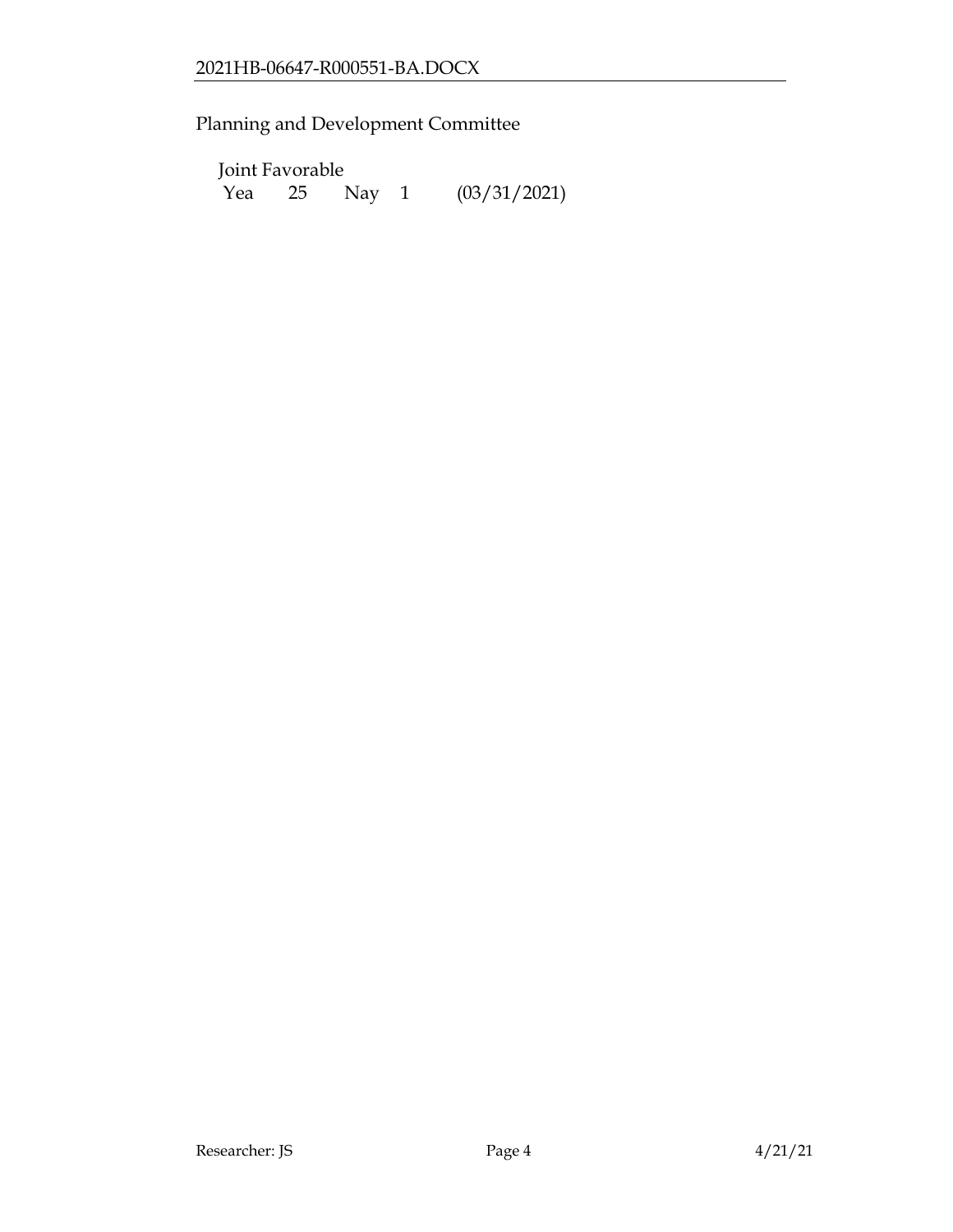Planning and Development Committee

Joint Favorable

| | | | | |
|---|---|---|---|---|
| Yea | 25 | Nay | 1 | (03/31/2021) |